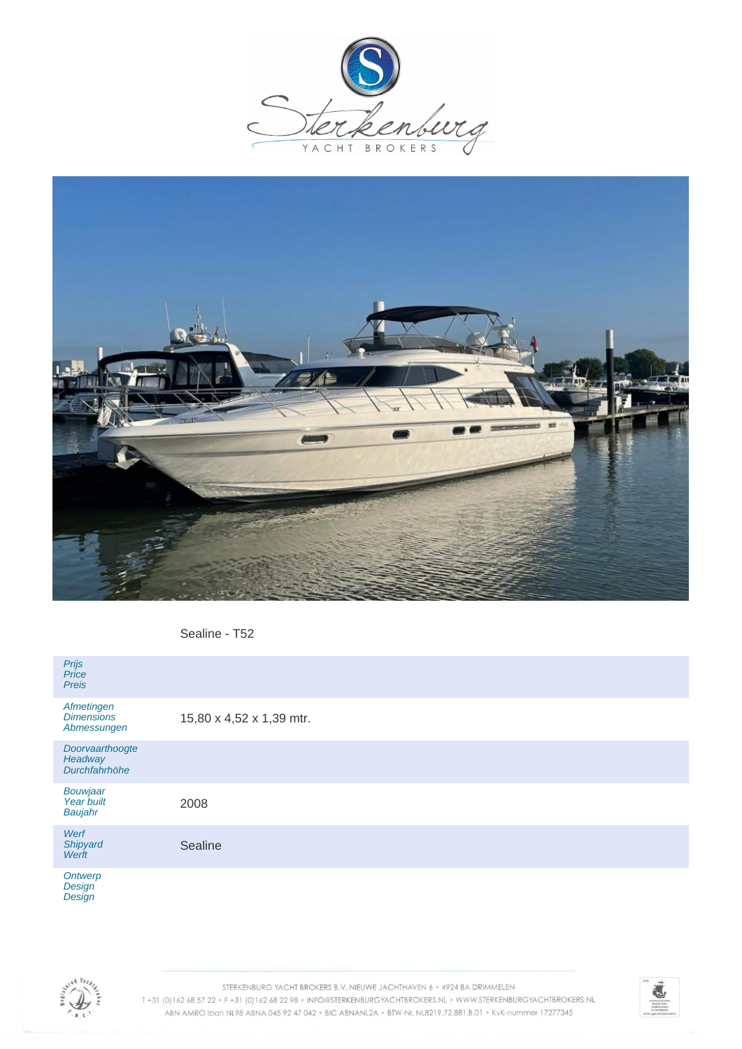Sealine - T52

| | |
|---|---|
| *Prijs*<br>*Price*<br>*Preis* | |
| *Afmetingen*<br>*Dimensions*<br>*Abmessungen* | 15,80 x 4,52 x 1,39 mtr. |
| *Doorvaarthoogte*<br>*Headway*<br>*Durchfahrhöhe* | |
| *Bouwjaar*<br>*Year built*<br>*Baujahr* | 2008 |
| *Werf*<br>*Shipyard*<br>*Werft* | Sealine |
| *Ontwerp*<br>*Design*<br>*Design* | |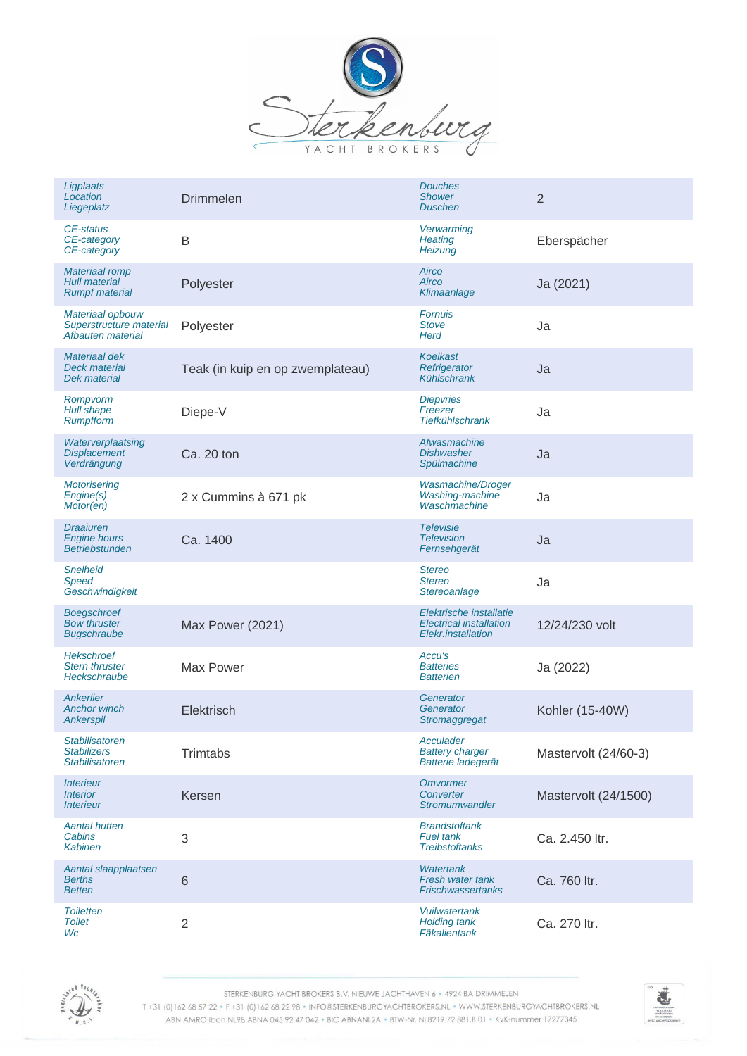| | | | |
|---|---|---|---|
| *Ligplaats*<br>*Location*<br>*Liegeplatz* | Drimmelen | *Douches*<br>*Shower*<br>*Duschen* | 2 |
| *CE-status*<br>*CE-category*<br>*CE-category* | B | *Verwarming*<br>*Heating*<br>*Heizung* | Eberspächer |
| *Materiaal romp*<br>*Hull material*<br>*Rumpf material* | Polyester | *Airco*<br>*Airco*<br>*Klimaanlage* | Ja (2021) |
| *Materiaal opbouw*<br>*Superstructure material*<br>*Afbauten material* | Polyester | *Fornuis*<br>*Stove*<br>*Herd* | Ja |
| *Materiaal dek*<br>*Deck material*<br>*Dek material* | Teak (in kuip en op zwemplateau) | *Koelkast*<br>*Refrigerator*<br>*Kühlschrank* | Ja |
| *Rompvorm*<br>*Hull shape*<br>*Rumpfform* | Diepe-V | *Diepvries*<br>*Freezer*<br>*Tiefkühlschrank* | Ja |
| *Waterverplaatsing*<br>*Displacement*<br>*Verdrängung* | Ca. 20 ton | *Afwasmachine*<br>*Dishwasher*<br>*Spülmachine* | Ja |
| *Motorisering*<br>*Engine(s)*<br>*Motor(en)* | 2 x Cummins à 671 pk | *Wasmachine/Droger*<br>*Washing-machine*<br>*Waschmachine* | Ja |
| *Draaiuren*<br>*Engine hours*<br>*Betriebstunden* | Ca. 1400 | *Televisie*<br>*Television*<br>*Fernsehgerät* | Ja |
| *Snelheid*<br>*Speed*<br>*Geschwindigkeit* | | *Stereo*<br>*Stereo*<br>*Stereoanlage* | Ja |
| *Boegschroef*<br>*Bow thruster*<br>*Bugschraube* | Max Power (2021) | *Elektrische installatie*<br>*Electrical installation*<br>*Elekr.installation* | 12/24/230 volt |
| *Hekschroef*<br>*Stern thruster*<br>*Heckschraube* | Max Power | *Accu's*<br>*Batteries*<br>*Batterien* | Ja (2022) |
| *Ankerlier*<br>*Anchor winch*<br>*Ankerspil* | Elektrisch | *Generator*<br>*Generator*<br>*Stromaggregat* | Kohler (15-40W) |
| *Stabilisatoren*<br>*Stabilizers*<br>*Stabilisatoren* | Trimtabs | *Acculader*<br>*Battery charger*<br>*Batterie ladegerät* | Mastervolt (24/60-3) |
| *Interieur*<br>*Interior*<br>*Interieur* | Kersen | *Omvormer*<br>*Converter*<br>*Stromumwandler* | Mastervolt (24/1500) |
| *Aantal hutten*<br>*Cabins*<br>*Kabinen* | 3 | *Brandstoftank*<br>*Fuel tank*<br>*Treibstoftanks* | Ca. 2.450 ltr. |
| *Aantal slaapplaatsen*<br>*Berths*<br>*Betten* | 6 | *Watertank*<br>*Fresh water tank*<br>*Frischwassertanks* | Ca. 760 ltr. |
| *Toiletten*<br>*Toilet*<br>*Wc* | 2 | *Vuilwatertank*<br>*Holding tank*<br>*Fäkalientank* | Ca. 270 ltr. |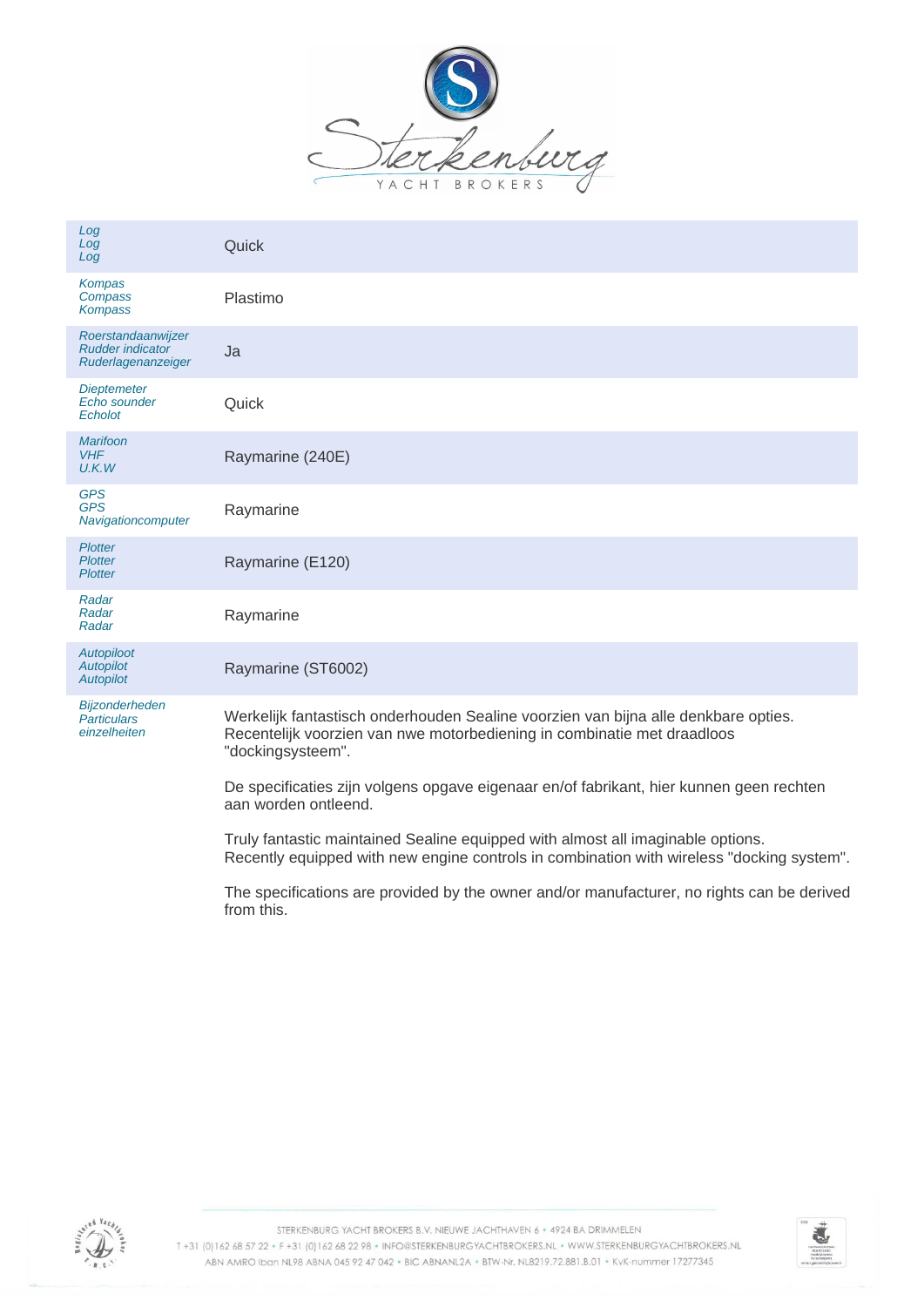| | |
|---|---|
| *Log*<br>*Log*<br>*Log* | Quick |
| *Kompas*<br>*Compass*<br>*Kompass* | Plastimo |
| *Roerstandaanwijzer*<br>*Rudder indicator*<br>*Ruderlagenanzeiger* | Ja |
| *Dieptemeter*<br>*Echo sounder*<br>*Echolot* | Quick |
| *Marifoon*<br>*VHF*<br>*U.K.W* | Raymarine (240E) |
| *GPS*<br>*GPS*<br>*Navigationcomputer* | Raymarine |
| *Plotter*<br>*Plotter*<br>*Plotter* | Raymarine (E120) |
| *Radar*<br>*Radar*<br>*Radar* | Raymarine |
| *Autopiloot*<br>*Autopilot*<br>*Autopilot* | Raymarine (ST6002) |
| *Bijzonderheden*<br>*Particulars*<br>*einzelheiten* | Werkelijk fantastisch onderhouden Sealine voorzien van bijna alle denkbare opties. Recentelijk voorzien van nwe motorbediening in combinatie met draadloos "dockingsysteem".<br><br>De specificaties zijn volgens opgave eigenaar en/of fabrikant, hier kunnen geen rechten aan worden ontleend.<br><br>Truly fantastic maintained Sealine equipped with almost all imaginable options. Recently equipped with new engine controls in combination with wireless "docking system".<br><br>The specifications are provided by the owner and/or manufacturer, no rights can be derived from this. |